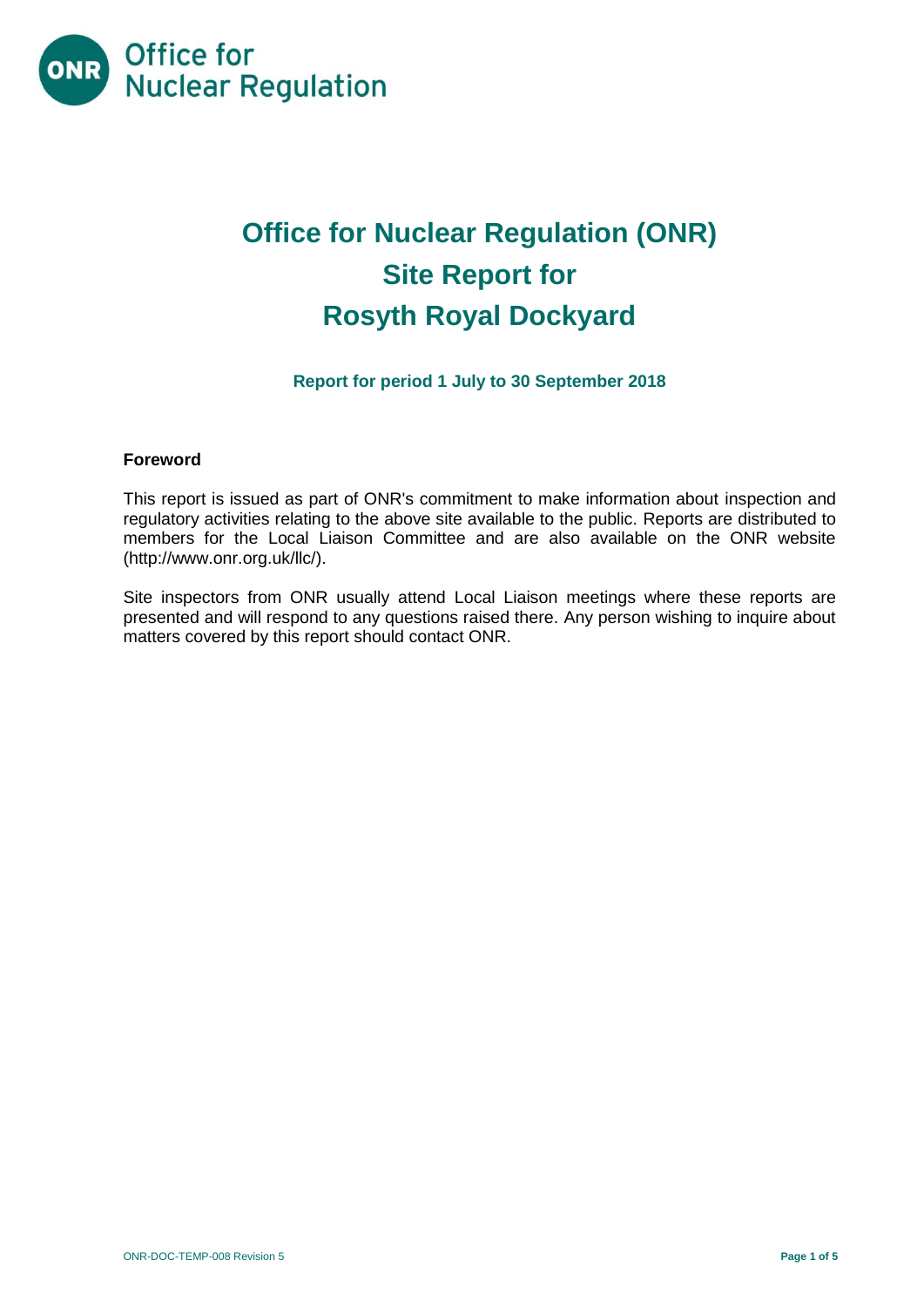Office for Nuclear Regulation

# Office for Nuclear Regulation (ONR) Site Report for Rosyth Royal Dockyard

**Report for period 1 July to 30 September 2018**

**Foreword**

This report is issued as part of ONR's commitment to make information about inspection and regulatory activities relating to the above site available to the public. Reports are distributed to members for the Local Liaison Committee and are also available on the ONR website (http://www.onr.org.uk/llc/).

Site inspectors from ONR usually attend Local Liaison meetings where these reports are presented and will respond to any questions raised there. Any person wishing to inquire about matters covered by this report should contact ONR.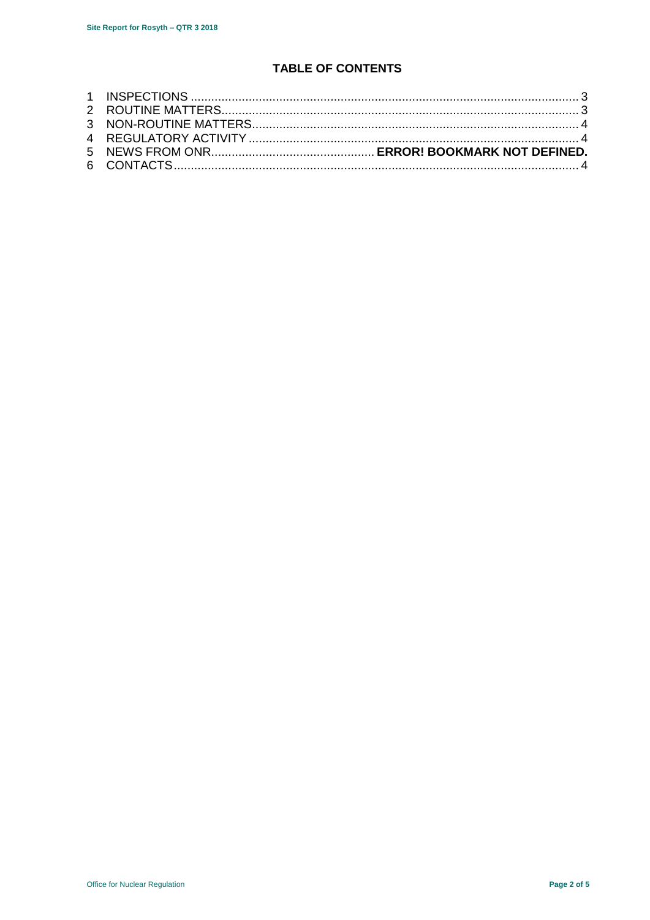# TABLE OF CONTENTS

1 INSPECTIONS .................................................................................................................. 3
2 ROUTINE MATTERS......................................................................................................... 3
3 NON-ROUTINE MATTERS................................................................................................ 4
4 REGULATORY ACTIVITY ................................................................................................. 4
5 NEWS FROM ONR............................................... **ERROR! BOOKMARK NOT DEFINED.**
6 CONTACTS........................................................................................................................ 4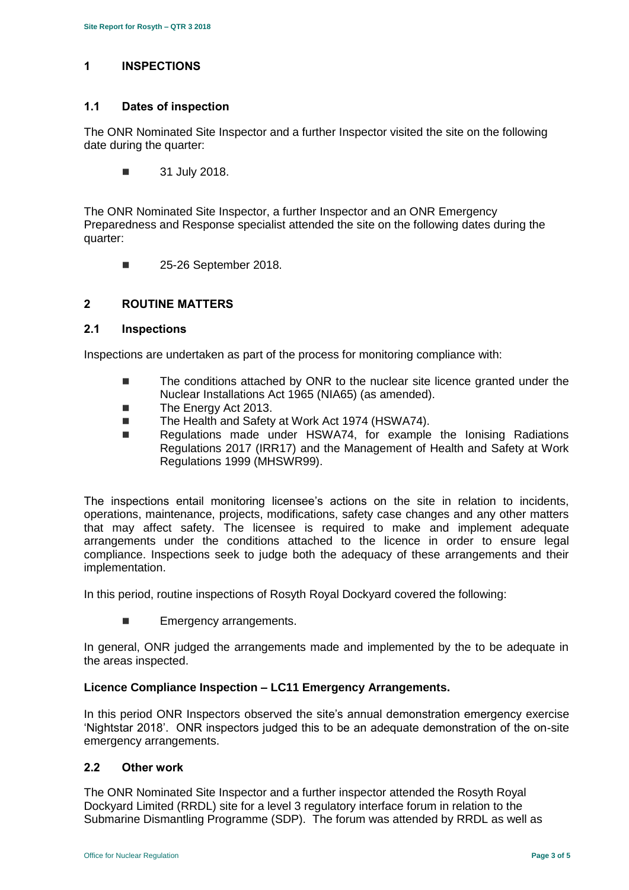# 1 INSPECTIONS

## 1.1 Dates of inspection

The ONR Nominated Site Inspector and a further Inspector visited the site on the following date during the quarter:

- 31 July 2018.

The ONR Nominated Site Inspector, a further Inspector and an ONR Emergency Preparedness and Response specialist attended the site on the following dates during the quarter:

- 25-26 September 2018.

# 2 ROUTINE MATTERS

## 2.1 Inspections

Inspections are undertaken as part of the process for monitoring compliance with:

- The conditions attached by ONR to the nuclear site licence granted under the Nuclear Installations Act 1965 (NIA65) (as amended).
- The Energy Act 2013.
- The Health and Safety at Work Act 1974 (HSWA74).
- Regulations made under HSWA74, for example the Ionising Radiations Regulations 2017 (IRR17) and the Management of Health and Safety at Work Regulations 1999 (MHSWR99).

The inspections entail monitoring licensee's actions on the site in relation to incidents, operations, maintenance, projects, modifications, safety case changes and any other matters that may affect safety. The licensee is required to make and implement adequate arrangements under the conditions attached to the licence in order to ensure legal compliance. Inspections seek to judge both the adequacy of these arrangements and their implementation.

In this period, routine inspections of Rosyth Royal Dockyard covered the following:

- Emergency arrangements.

In general, ONR judged the arrangements made and implemented by the to be adequate in the areas inspected.

**Licence Compliance Inspection – LC11 Emergency Arrangements.**

In this period ONR Inspectors observed the site's annual demonstration emergency exercise 'Nightstar 2018'. ONR inspectors judged this to be an adequate demonstration of the on-site emergency arrangements.

## 2.2 Other work

The ONR Nominated Site Inspector and a further inspector attended the Rosyth Royal Dockyard Limited (RRDL) site for a level 3 regulatory interface forum in relation to the Submarine Dismantling Programme (SDP). The forum was attended by RRDL as well as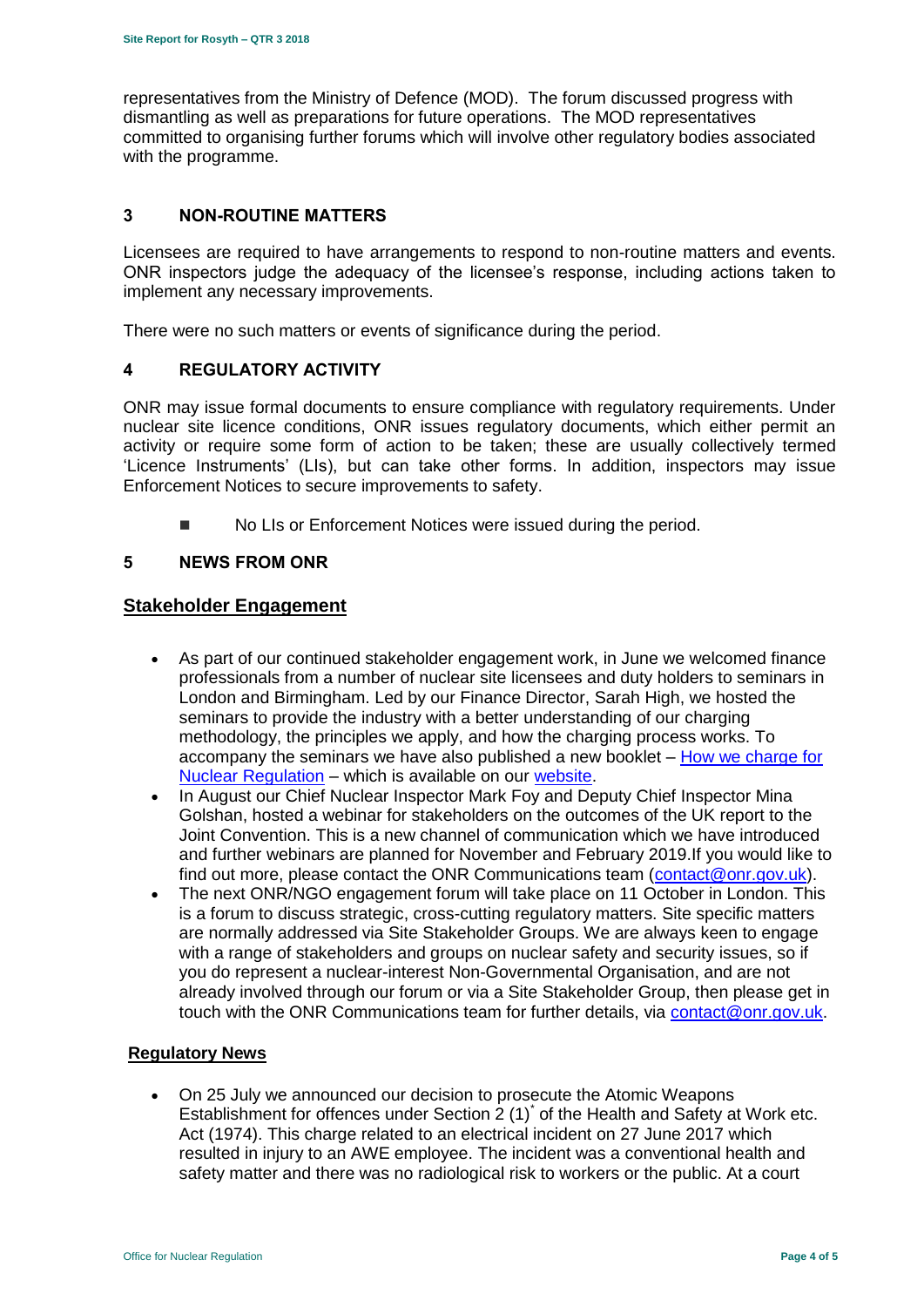representatives from the Ministry of Defence (MOD). The forum discussed progress with dismantling as well as preparations for future operations. The MOD representatives committed to organising further forums which will involve other regulatory bodies associated with the programme.

## 3 NON-ROUTINE MATTERS

Licensees are required to have arrangements to respond to non-routine matters and events. ONR inspectors judge the adequacy of the licensee's response, including actions taken to implement any necessary improvements.

There were no such matters or events of significance during the period.

## 4 REGULATORY ACTIVITY

ONR may issue formal documents to ensure compliance with regulatory requirements. Under nuclear site licence conditions, ONR issues regulatory documents, which either permit an activity or require some form of action to be taken; these are usually collectively termed 'Licence Instruments' (LIs), but can take other forms. In addition, inspectors may issue Enforcement Notices to secure improvements to safety.

- No LIs or Enforcement Notices were issued during the period.

## 5 NEWS FROM ONR

### Stakeholder Engagement

- As part of our continued stakeholder engagement work, in June we welcomed finance professionals from a number of nuclear site licensees and duty holders to seminars in London and Birmingham. Led by our Finance Director, Sarah High, we hosted the seminars to provide the industry with a better understanding of our charging methodology, the principles we apply, and how the charging process works. To accompany the seminars we have also published a new booklet – How we charge for Nuclear Regulation – which is available on our website.
- In August our Chief Nuclear Inspector Mark Foy and Deputy Chief Inspector Mina Golshan, hosted a webinar for stakeholders on the outcomes of the UK report to the Joint Convention. This is a new channel of communication which we have introduced and further webinars are planned for November and February 2019.If you would like to find out more, please contact the ONR Communications team (contact@onr.gov.uk).
- The next ONR/NGO engagement forum will take place on 11 October in London. This is a forum to discuss strategic, cross-cutting regulatory matters. Site specific matters are normally addressed via Site Stakeholder Groups. We are always keen to engage with a range of stakeholders and groups on nuclear safety and security issues, so if you do represent a nuclear-interest Non-Governmental Organisation, and are not already involved through our forum or via a Site Stakeholder Group, then please get in touch with the ONR Communications team for further details, via contact@onr.gov.uk.

### Regulatory News

- On 25 July we announced our decision to prosecute the Atomic Weapons Establishment for offences under Section 2 (1)* of the Health and Safety at Work etc. Act (1974). This charge related to an electrical incident on 27 June 2017 which resulted in injury to an AWE employee. The incident was a conventional health and safety matter and there was no radiological risk to workers or the public. At a court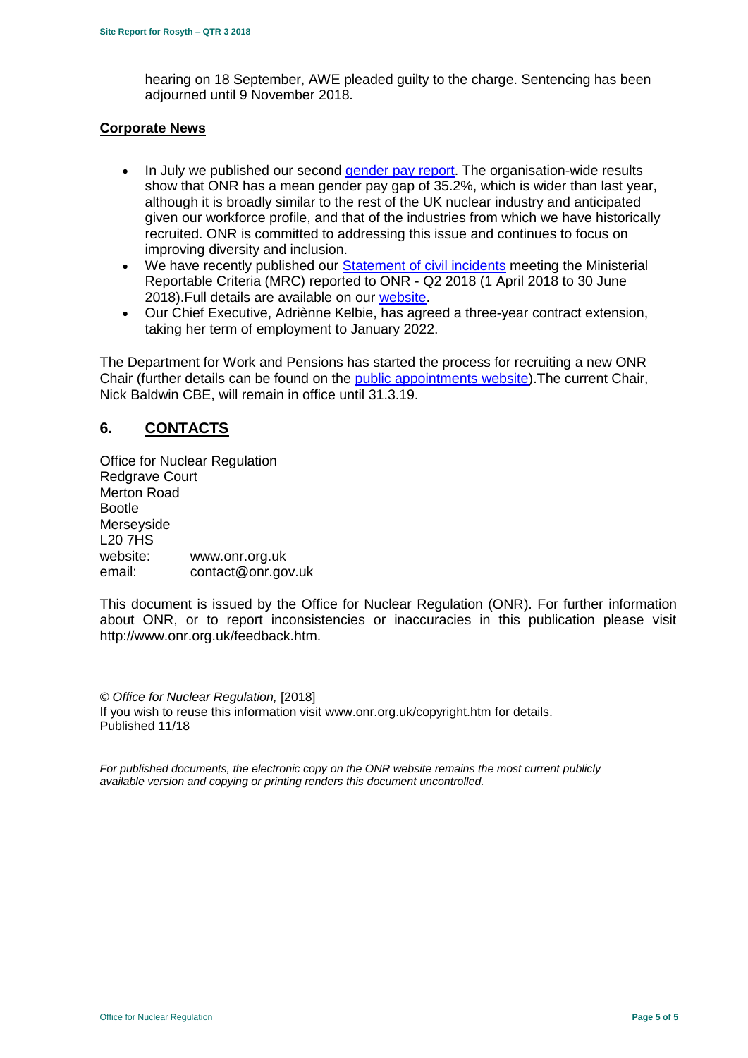hearing on 18 September, AWE pleaded guilty to the charge. Sentencing has been adjourned until 9 November 2018.

**Corporate News**

- In July we published our second [gender pay report](). The organisation-wide results show that ONR has a mean gender pay gap of 35.2%, which is wider than last year, although it is broadly similar to the rest of the UK nuclear industry and anticipated given our workforce profile, and that of the industries from which we have historically recruited. ONR is committed to addressing this issue and continues to focus on improving diversity and inclusion.
- We have recently published our [Statement of civil incidents]() meeting the Ministerial Reportable Criteria (MRC) reported to ONR - Q2 2018 (1 April 2018 to 30 June 2018).Full details are available on our [website]().
- Our Chief Executive, Adriènne Kelbie, has agreed a three-year contract extension, taking her term of employment to January 2022.

The Department for Work and Pensions has started the process for recruiting a new ONR Chair (further details can be found on the [public appointments website]()).The current Chair, Nick Baldwin CBE, will remain in office until 31.3.19.

## 6. CONTACTS

Office for Nuclear Regulation
Redgrave Court
Merton Road
Bootle
Merseyside
L20 7HS
website: www.onr.org.uk
email: contact@onr.gov.uk

This document is issued by the Office for Nuclear Regulation (ONR). For further information about ONR, or to report inconsistencies or inaccuracies in this publication please visit http://www.onr.org.uk/feedback.htm.

© *Office for Nuclear Regulation,* [2018]
If you wish to reuse this information visit www.onr.org.uk/copyright.htm for details.
Published 11/18

*For published documents, the electronic copy on the ONR website remains the most current publicly available version and copying or printing renders this document uncontrolled.*